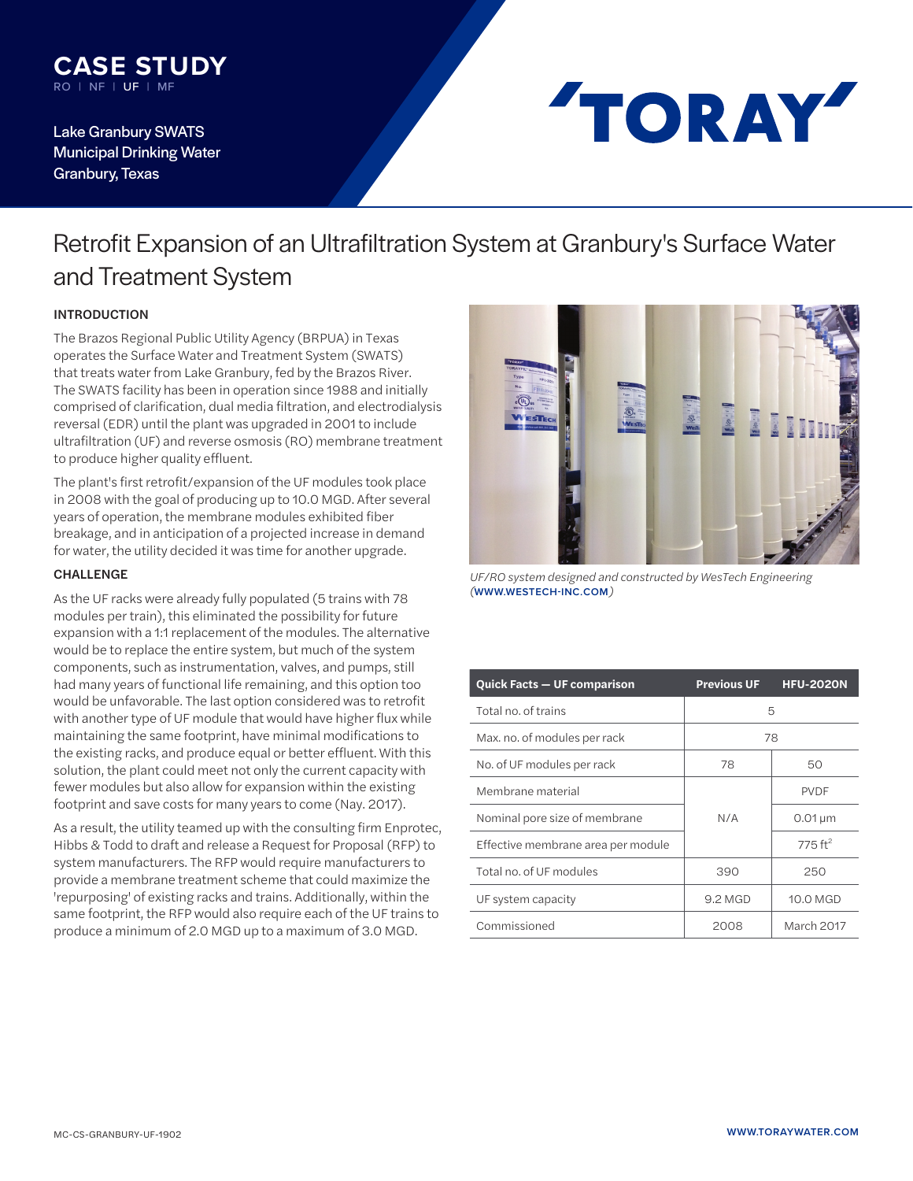# CASE STUDY

RO | NF | UF | MF

Lake Granbury SWATS
Municipal Drinking Water
Granbury, Texas

TORAY

## Retrofit Expansion of an Ultrafiltration System at Granbury's Surface Water and Treatment System

### INTRODUCTION

The Brazos Regional Public Utility Agency (BRPUA) in Texas operates the Surface Water and Treatment System (SWATS) that treats water from Lake Granbury, fed by the Brazos River. The SWATS facility has been in operation since 1988 and initially comprised of clarification, dual media filtration, and electrodialysis reversal (EDR) until the plant was upgraded in 2001 to include ultrafiltration (UF) and reverse osmosis (RO) membrane treatment to produce higher quality effluent.

The plant's first retrofit/expansion of the UF modules took place in 2008 with the goal of producing up to 10.0 MGD. After several years of operation, the membrane modules exhibited fiber breakage, and in anticipation of a projected increase in demand for water, the utility decided it was time for another upgrade.

### CHALLENGE

As the UF racks were already fully populated (5 trains with 78 modules per train), this eliminated the possibility for future expansion with a 1:1 replacement of the modules. The alternative would be to replace the entire system, but much of the system components, such as instrumentation, valves, and pumps, still had many years of functional life remaining, and this option too would be unfavorable. The last option considered was to retrofit with another type of UF module that would have higher flux while maintaining the same footprint, have minimal modifications to the existing racks, and produce equal or better effluent. With this solution, the plant could meet not only the current capacity with fewer modules but also allow for expansion within the existing footprint and save costs for many years to come (Nay. 2017).

As a result, the utility teamed up with the consulting firm Enprotec, Hibbs & Todd to draft and release a Request for Proposal (RFP) to system manufacturers. The RFP would require manufacturers to provide a membrane treatment scheme that could maximize the 'repurposing' of existing racks and trains. Additionally, within the same footprint, the RFP would also require each of the UF trains to produce a minimum of 2.0 MGD up to a maximum of 3.0 MGD.

*UF/RO system designed and constructed by WesTech Engineering (WWW.WESTECH-INC.COM)*

| Quick Facts — UF comparison | Previous UF | HFU-2020N |
|---|---|---|
| Total no. of trains | 5 | |
| Max. no. of modules per rack | 78 | |
| No. of UF modules per rack | 78 | 50 |
| Membrane material | N/A | PVDF |
| Nominal pore size of membrane | | 0.01 µm |
| Effective membrane area per module | | 775 $ft^2$ |
| Total no. of UF modules | 390 | 250 |
| UF system capacity | 9.2 MGD | 10.0 MGD |
| Commissioned | 2008 | March 2017 |

MC-CS-GRANBURY-UF-1902

WWW.TORAYWATER.COM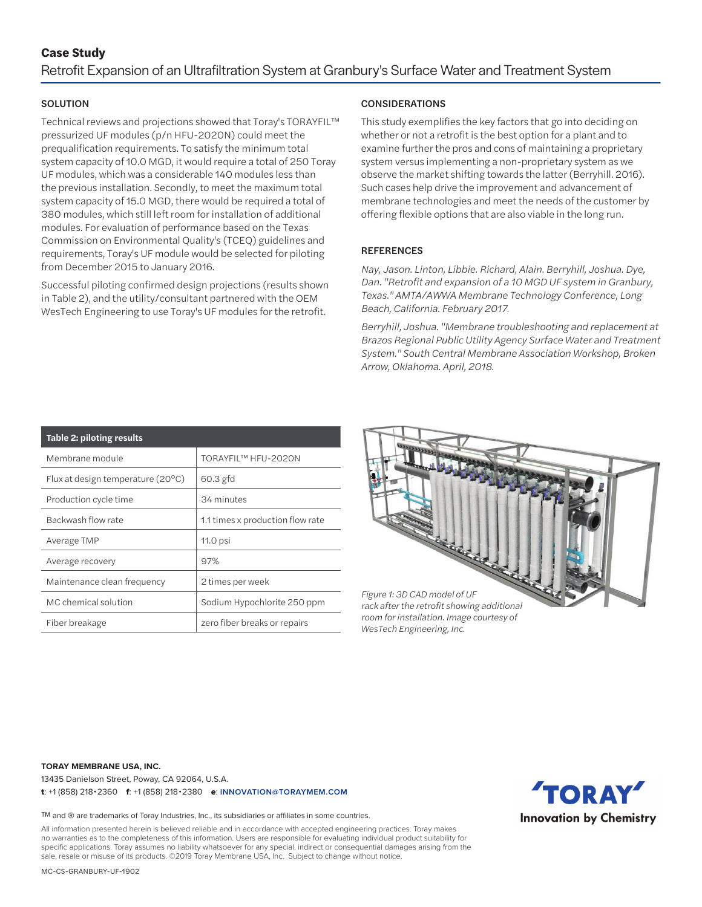## Case Study

Retrofit Expansion of an Ultrafiltration System at Granbury's Surface Water and Treatment System

### SOLUTION

Technical reviews and projections showed that Toray's TORAYFIL™ pressurized UF modules (p/n HFU-2020N) could meet the prequalification requirements. To satisfy the minimum total system capacity of 10.0 MGD, it would require a total of 250 Toray UF modules, which was a considerable 140 modules less than the previous installation. Secondly, to meet the maximum total system capacity of 15.0 MGD, there would be required a total of 380 modules, which still left room for installation of additional modules. For evaluation of performance based on the Texas Commission on Environmental Quality's (TCEQ) guidelines and requirements, Toray's UF module would be selected for piloting from December 2015 to January 2016.

Successful piloting confirmed design projections (results shown in Table 2), and the utility/consultant partnered with the OEM WesTech Engineering to use Toray's UF modules for the retrofit.

### CONSIDERATIONS

This study exemplifies the key factors that go into deciding on whether or not a retrofit is the best option for a plant and to examine further the pros and cons of maintaining a proprietary system versus implementing a non-proprietary system as we observe the market shifting towards the latter (Berryhill. 2016). Such cases help drive the improvement and advancement of membrane technologies and meet the needs of the customer by offering flexible options that are also viable in the long run.

### REFERENCES

*Nay, Jason. Linton, Libbie. Richard, Alain. Berryhill, Joshua. Dye, Dan. "Retrofit and expansion of a 10 MGD UF system in Granbury, Texas." AMTA/AWWA Membrane Technology Conference, Long Beach, California. February 2017.*

*Berryhill, Joshua. "Membrane troubleshooting and replacement at Brazos Regional Public Utility Agency Surface Water and Treatment System." South Central Membrane Association Workshop, Broken Arrow, Oklahoma. April, 2018.*

**Table 2: piloting results**

| | |
|---|---|
| Membrane module | TORAYFIL™ HFU-2020N |
| Flux at design temperature (20°C) | 60.3 gfd |
| Production cycle time | 34 minutes |
| Backwash flow rate | 1.1 times x production flow rate |
| Average TMP | 11.0 psi |
| Average recovery | 97% |
| Maintenance clean frequency | 2 times per week |
| MC chemical solution | Sodium Hypochlorite 250 ppm |
| Fiber breakage | zero fiber breaks or repairs |

*Figure 1: 3D CAD model of UF rack after the retrofit showing additional room for installation. Image courtesy of WesTech Engineering, Inc.*

**TORAY MEMBRANE USA, INC.**
13435 Danielson Street, Poway, CA 92064, U.S.A.
**t**: +1 (858) 218•2360 **f**: +1 (858) 218•2380 **e**: INNOVATION@TORAYMEM.COM

TM and ® are trademarks of Toray Industries, Inc., its subsidiaries or affiliates in some countries.

All information presented herein is believed reliable and in accordance with accepted engineering practices. Toray makes no warranties as to the completeness of this information. Users are responsible for evaluating individual product suitability for specific applications. Toray assumes no liability whatsoever for any special, indirect or consequential damages arising from the sale, resale or misuse of its products. ©2019 Toray Membrane USA, Inc. Subject to change without notice.

TORAY
Innovation by Chemistry

MC-CS-GRANBURY-UF-1902